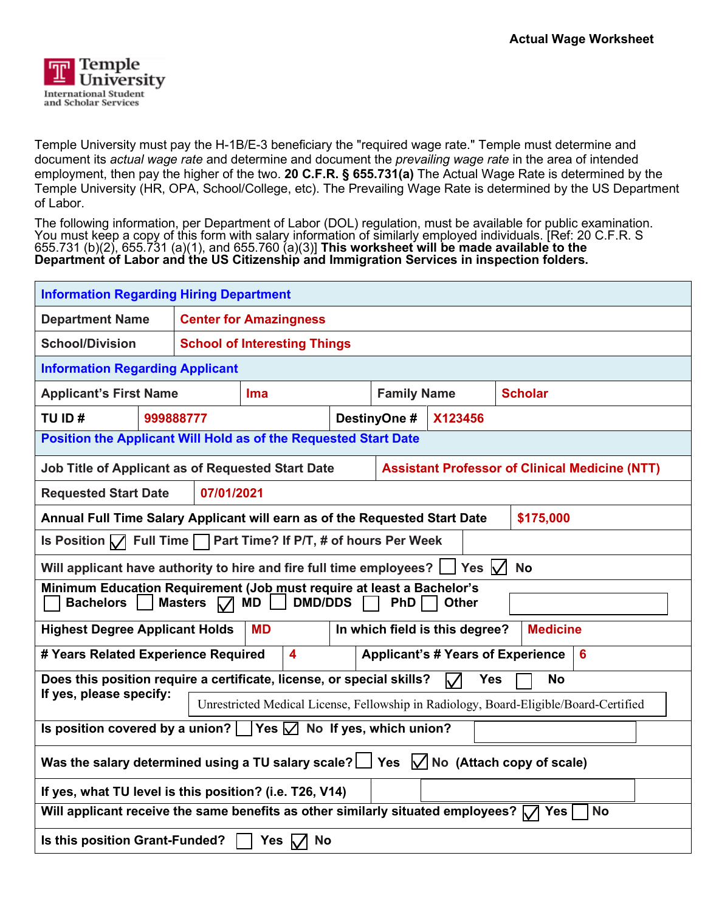**Actual Wage Worksheet**

Temple University
International Student and Scholar Services

Temple University must pay the H-1B/E-3 beneficiary the "required wage rate." Temple must determine and document its *actual wage rate* and determine and document the *prevailing wage rate* in the area of intended employment, then pay the higher of the two. **20 C.F.R. § 655.731(a)** The Actual Wage Rate is determined by the Temple University (HR, OPA, School/College, etc). The Prevailing Wage Rate is determined by the US Department of Labor.

The following information, per Department of Labor (DOL) regulation, must be available for public examination. You must keep a copy of this form with salary information of similarly employed individuals. [Ref: 20 C.F.R. S 655.731 (b)(2), 655.731 (a)(1), and 655.760 (a)(3)] **This worksheet will be made available to the Department of Labor and the US Citizenship and Immigration Services in inspection folders.**

| **Information Regarding Hiring Department** | |
|---|---|
| Department Name | Center for Amazingness |
| School/Division | School of Interesting Things |

| **Information Regarding Applicant** | | | |
|---|---|---|---|
| Applicant's First Name | Ima | Family Name | Scholar |
| TU ID # | 999888777 | DestinyOne # | X123456 |

| **Position the Applicant Will Hold as of the Requested Start Date** | |
|---|---|
| Job Title of Applicant as of Requested Start Date | Assistant Professor of Clinical Medicine (NTT) |
| Requested Start Date | 07/01/2021 |
| Annual Full Time Salary Applicant will earn as of the Requested Start Date | $175,000 |
| Is Position ☑ Full Time ☐ Part Time? If P/T, # of hours Per Week | |
| Will applicant have authority to hire and fire full time employees? | ☐ Yes ☑ No |
| Minimum Education Requirement (Job must require at least a Bachelor's) ☐ Bachelors ☐ Masters ☑ MD ☐ DMD/DDS ☐ PhD ☐ Other | |

| Highest Degree Applicant Holds | MD | In which field is this degree? | Medicine |
|---|---|---|---|
| # Years Related Experience Required | 4 | Applicant's # Years of Experience | 6 |

| | |
|---|---|
| Does this position require a certificate, license, or special skills? | ☑ Yes ☐ No |
| If yes, please specify: | Unrestricted Medical License, Fellowship in Radiology, Board-Eligible/Board-Certified |
| Is position covered by a union? ☐ Yes ☑ No If yes, which union? | |
| Was the salary determined using a TU salary scale? | ☐ Yes ☑ No (Attach copy of scale) |
| If yes, what TU level is this position? (i.e. T26, V14) | |
| Will applicant receive the same benefits as other similarly situated employees? | ☑ Yes ☐ No |
| Is this position Grant-Funded? | ☐ Yes ☑ No |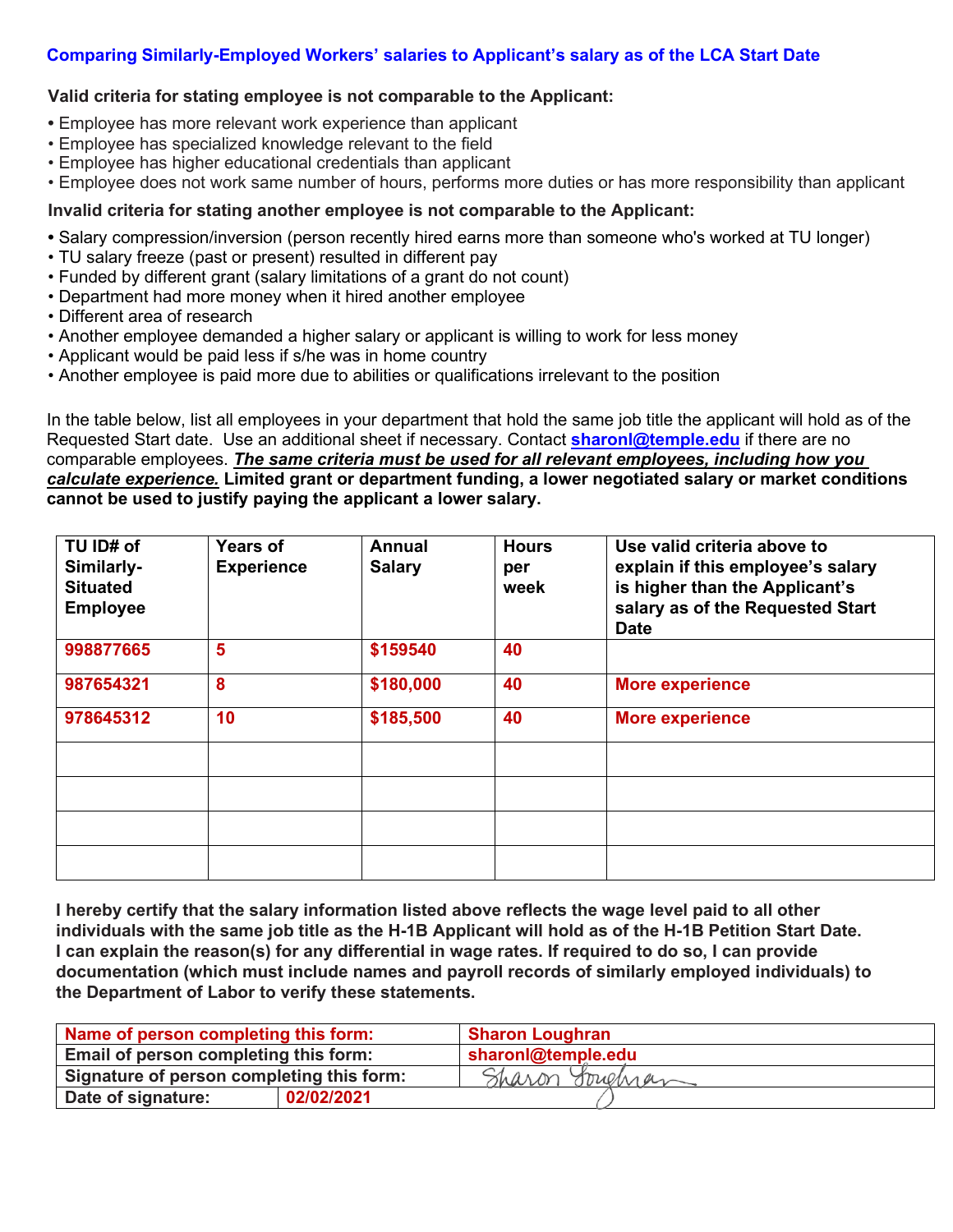### Comparing Similarly-Employed Workers' salaries to Applicant's salary as of the LCA Start Date

**Valid criteria for stating employee is not comparable to the Applicant:**

- Employee has more relevant work experience than applicant
- Employee has specialized knowledge relevant to the field
- Employee has higher educational credentials than applicant
- Employee does not work same number of hours, performs more duties or has more responsibility than applicant

**Invalid criteria for stating another employee is not comparable to the Applicant:**

- Salary compression/inversion (person recently hired earns more than someone who's worked at TU longer)
- TU salary freeze (past or present) resulted in different pay
- Funded by different grant (salary limitations of a grant do not count)
- Department had more money when it hired another employee
- Different area of research
- Another employee demanded a higher salary or applicant is willing to work for less money
- Applicant would be paid less if s/he was in home country
- Another employee is paid more due to abilities or qualifications irrelevant to the position

In the table below, list all employees in your department that hold the same job title the applicant will hold as of the Requested Start date. Use an additional sheet if necessary. Contact sharonl@temple.edu if there are no comparable employees. ***The same criteria must be used for all relevant employees, including how you calculate experience.*** **Limited grant or department funding, a lower negotiated salary or market conditions cannot be used to justify paying the applicant a lower salary.**

| TU ID# of Similarly-Situated Employee | Years of Experience | Annual Salary | Hours per week | Use valid criteria above to explain if this employee's salary is higher than the Applicant's salary as of the Requested Start Date |
|---|---|---|---|---|
| 998877665 | 5 | $159540 | 40 | |
| 987654321 | 8 | $180,000 | 40 | More experience |
| 978645312 | 10 | $185,500 | 40 | More experience |
| | | | | |
| | | | | |
| | | | | |
| | | | | |

**I hereby certify that the salary information listed above reflects the wage level paid to all other individuals with the same job title as the H-1B Applicant will hold as of the H-1B Petition Start Date. I can explain the reason(s) for any differential in wage rates. If required to do so, I can provide documentation (which must include names and payroll records of similarly employed individuals) to the Department of Labor to verify these statements.**

| | |
|---|---|
| Name of person completing this form: | Sharon Loughran |
| Email of person completing this form: | sharonl@temple.edu |
| Signature of person completing this form: | Sharon Loughran |
| Date of signature: | 02/02/2021 |